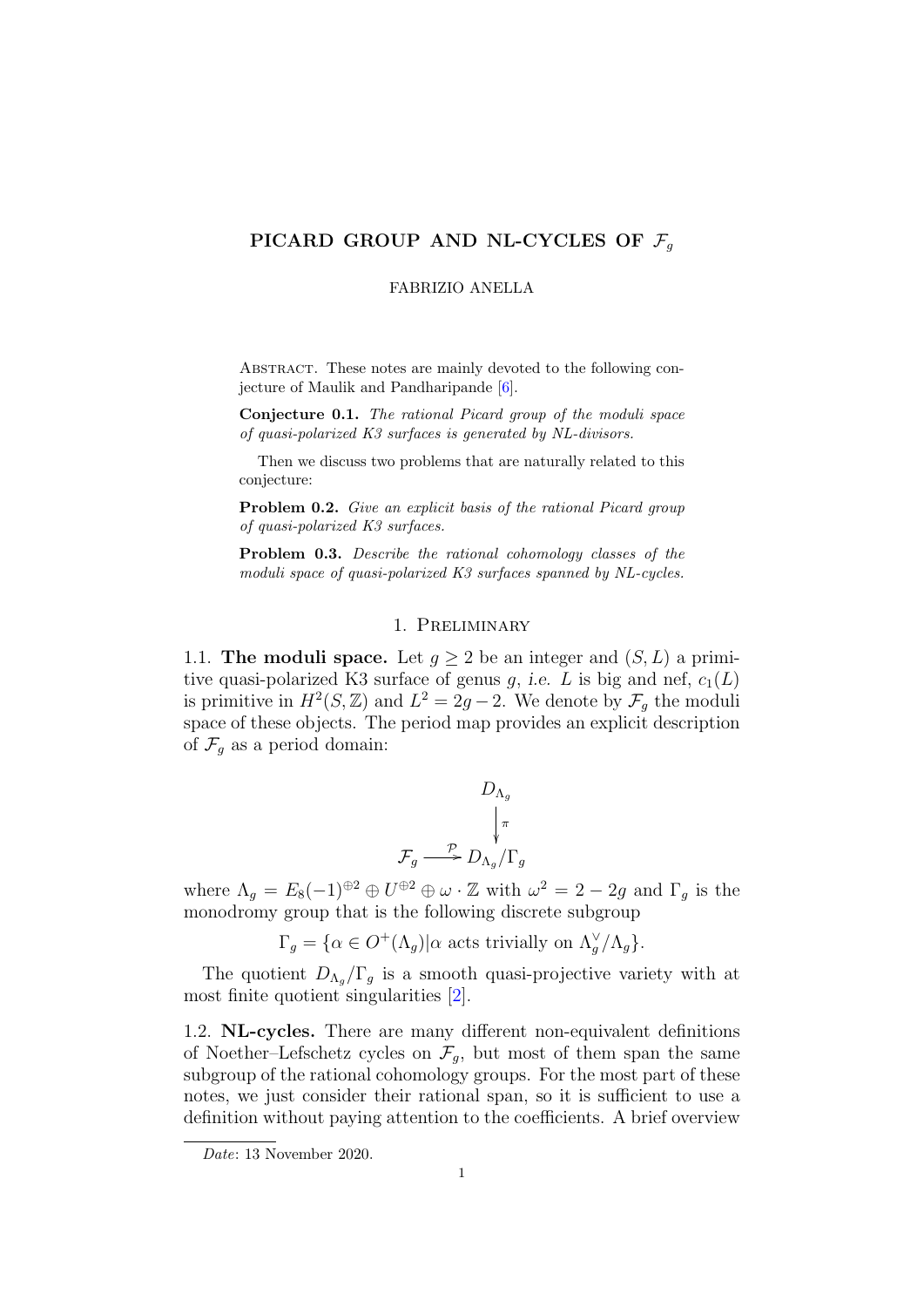# PICARD GROUP AND NL-CYCLES OF $\mathcal{F}_g$

FABRIZIO ANELLA

Abstract. These notes are mainly devoted to the following conjecture of Maulik and Pandharipande [6].

**Conjecture 0.1.** *The rational Picard group of the moduli space of quasi-polarized K3 surfaces is generated by NL-divisors.*

Then we discuss two problems that are naturally related to this conjecture:

**Problem 0.2.** *Give an explicit basis of the rational Picard group of quasi-polarized K3 surfaces.*

**Problem 0.3.** *Describe the rational cohomology classes of the moduli space of quasi-polarized K3 surfaces spanned by NL-cycles.*

## 1. Preliminary

1.1. **The moduli space.** Let $g \geq 2$ be an integer and $(S, L)$ a primitive quasi-polarized K3 surface of genus $g$, *i.e.* $L$ is big and nef, $c_1(L)$ is primitive in $H^2(S, \mathbb{Z})$ and $L^2 = 2g - 2$. We denote by $\mathcal{F}_g$ the moduli space of these objects. The period map provides an explicit description of $\mathcal{F}_g$ as a period domain:

$$\begin{array}{ccc} & & D_{\Lambda_g} \\ & & \downarrow \pi \\ \mathcal{F}_g & \xrightarrow{\mathcal{P}} & D_{\Lambda_g}/\Gamma_g \end{array}$$

where $\Lambda_g = E_8(-1)^{\oplus 2} \oplus U^{\oplus 2} \oplus \omega \cdot \mathbb{Z}$ with $\omega^2 = 2 - 2g$ and $\Gamma_g$ is the monodromy group that is the following discrete subgroup

$$\Gamma_g = \{\alpha \in O^+(\Lambda_g) | \alpha \text{ acts trivially on } \Lambda_g^\vee/\Lambda_g\}.$$

The quotient $D_{\Lambda_g}/\Gamma_g$ is a smooth quasi-projective variety with at most finite quotient singularities [2].

1.2. **NL-cycles.** There are many different non-equivalent definitions of Noether–Lefschetz cycles on $\mathcal{F}_g$, but most of them span the same subgroup of the rational cohomology groups. For the most part of these notes, we just consider their rational span, so it is sufficient to use a definition without paying attention to the coefficients. A brief overview

*Date*: 13 November 2020.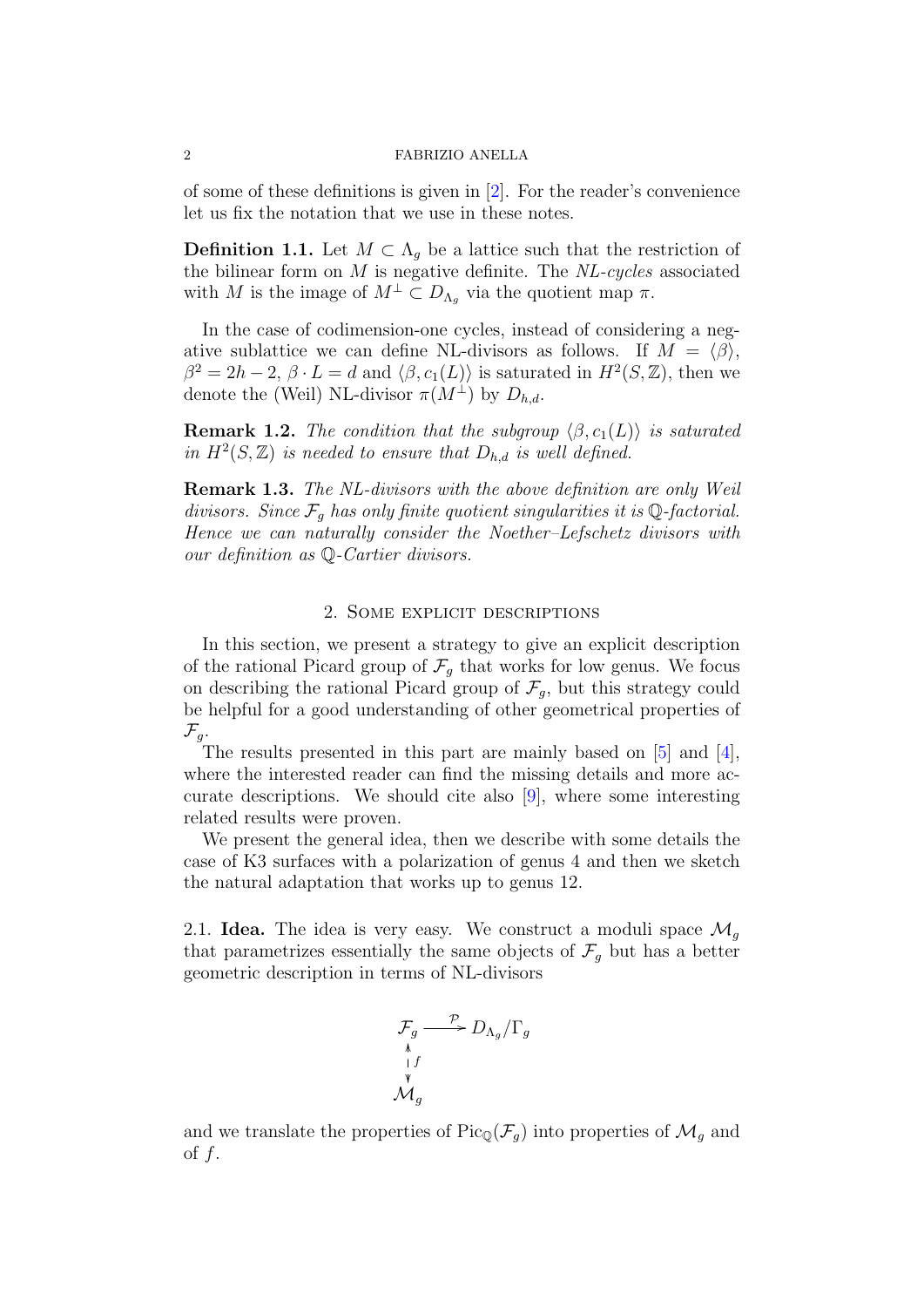of some of these definitions is given in [2]. For the reader's convenience let us fix the notation that we use in these notes.

**Definition 1.1.** Let $M \subset \Lambda_g$ be a lattice such that the restriction of the bilinear form on $M$ is negative definite. The *NL-cycles* associated with $M$ is the image of $M^\perp \subset D_{\Lambda_g}$ via the quotient map $\pi$.

In the case of codimension-one cycles, instead of considering a negative sublattice we can define NL-divisors as follows. If $M = \langle \beta \rangle$, $\beta^2 = 2h - 2$, $\beta \cdot L = d$ and $\langle \beta, c_1(L) \rangle$ is saturated in $H^2(S, \mathbb{Z})$, then we denote the (Weil) NL-divisor $\pi(M^\perp)$ by $D_{h,d}$.

**Remark 1.2.** *The condition that the subgroup $\langle \beta, c_1(L) \rangle$ is saturated in $H^2(S, \mathbb{Z})$ is needed to ensure that $D_{h,d}$ is well defined.*

**Remark 1.3.** *The NL-divisors with the above definition are only Weil divisors. Since $\mathcal{F}_g$ has only finite quotient singularities it is $\mathbb{Q}$-factorial. Hence we can naturally consider the Noether–Lefschetz divisors with our definition as $\mathbb{Q}$-Cartier divisors.*

## 2. Some explicit descriptions

In this section, we present a strategy to give an explicit description of the rational Picard group of $\mathcal{F}_g$ that works for low genus. We focus on describing the rational Picard group of $\mathcal{F}_g$, but this strategy could be helpful for a good understanding of other geometrical properties of $\mathcal{F}_g$.

The results presented in this part are mainly based on [5] and [4], where the interested reader can find the missing details and more accurate descriptions. We should cite also [9], where some interesting related results were proven.

We present the general idea, then we describe with some details the case of K3 surfaces with a polarization of genus 4 and then we sketch the natural adaptation that works up to genus 12.

2.1. **Idea.** The idea is very easy. We construct a moduli space $\mathcal{M}_g$ that parametrizes essentially the same objects of $\mathcal{F}_g$ but has a better geometric description in terms of NL-divisors

$$\begin{array}{ccc} \mathcal{F}_g & \xrightarrow{\mathcal{P}} & D_{\Lambda_g}/\Gamma_g \\ \big\updownarrow{\scriptstyle f} & & \\ \mathcal{M}_g & & \end{array}$$

and we translate the properties of $\operatorname{Pic}_{\mathbb{Q}}(\mathcal{F}_g)$ into properties of $\mathcal{M}_g$ and of $f$.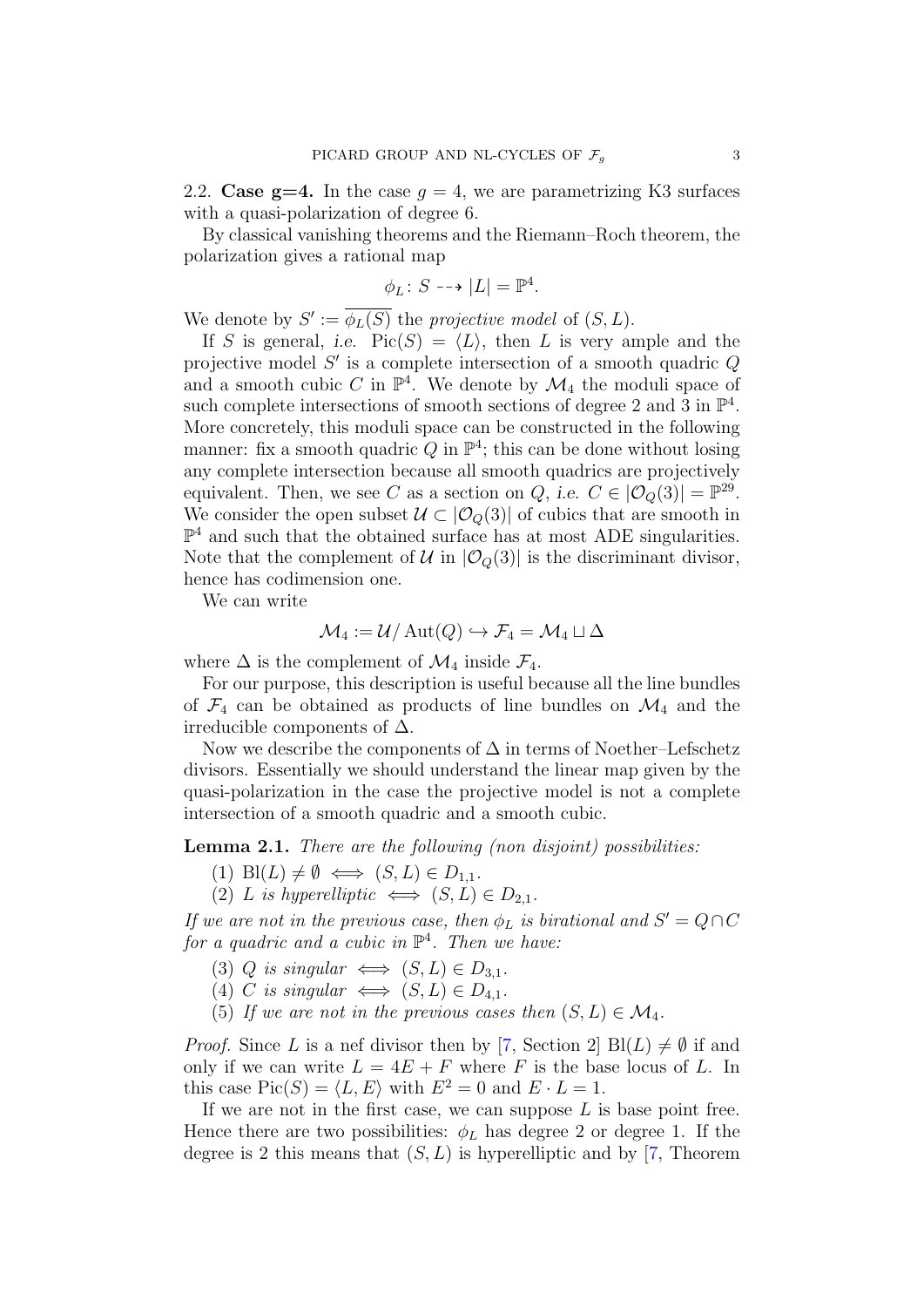2.2. **Case g=4.** In the case $g = 4$, we are parametrizing K3 surfaces with a quasi-polarization of degree 6.

By classical vanishing theorems and the Riemann–Roch theorem, the polarization gives a rational map

$$\phi_L \colon S \dashrightarrow |L| = \mathbb{P}^4.$$

We denote by $S' := \overline{\phi_L(S)}$ the *projective model* of $(S, L)$.

If $S$ is general, *i.e.* $\mathrm{Pic}(S) = \langle L \rangle$, then $L$ is very ample and the projective model $S'$ is a complete intersection of a smooth quadric $Q$ and a smooth cubic $C$ in $\mathbb{P}^4$. We denote by $\mathcal{M}_4$ the moduli space of such complete intersections of smooth sections of degree 2 and 3 in $\mathbb{P}^4$. More concretely, this moduli space can be constructed in the following manner: fix a smooth quadric $Q$ in $\mathbb{P}^4$; this can be done without losing any complete intersection because all smooth quadrics are projectively equivalent. Then, we see $C$ as a section on $Q$, *i.e.* $C \in |\mathcal{O}_Q(3)| = \mathbb{P}^{29}$. We consider the open subset $\mathcal{U} \subset |\mathcal{O}_Q(3)|$ of cubics that are smooth in $\mathbb{P}^4$ and such that the obtained surface has at most ADE singularities. Note that the complement of $\mathcal{U}$ in $|\mathcal{O}_Q(3)|$ is the discriminant divisor, hence has codimension one.

We can write

$$\mathcal{M}_4 := \mathcal{U}/\operatorname{Aut}(Q) \hookrightarrow \mathcal{F}_4 = \mathcal{M}_4 \sqcup \Delta$$

where $\Delta$ is the complement of $\mathcal{M}_4$ inside $\mathcal{F}_4$.

For our purpose, this description is useful because all the line bundles of $\mathcal{F}_4$ can be obtained as products of line bundles on $\mathcal{M}_4$ and the irreducible components of $\Delta$.

Now we describe the components of $\Delta$ in terms of Noether–Lefschetz divisors. Essentially we should understand the linear map given by the quasi-polarization in the case the projective model is not a complete intersection of a smooth quadric and a smooth cubic.

**Lemma 2.1.** *There are the following (non disjoint) possibilities:*

(1) $\mathrm{Bl}(L) \neq \emptyset \iff (S, L) \in D_{1,1}$.

(2) *$L$ is hyperelliptic* $\iff (S, L) \in D_{2,1}$.

*If we are not in the previous case, then $\phi_L$ is birational and $S' = Q \cap C$ for a quadric and a cubic in $\mathbb{P}^4$. Then we have:*

(3) *$Q$ is singular* $\iff (S, L) \in D_{3,1}$.

(4) *$C$ is singular* $\iff (S, L) \in D_{4,1}$.

(5) *If we are not in the previous cases then* $(S, L) \in \mathcal{M}_4$.

*Proof.* Since $L$ is a nef divisor then by [7, Section 2] $\mathrm{Bl}(L) \neq \emptyset$ if and only if we can write $L = 4E + F$ where $F$ is the base locus of $L$. In this case $\mathrm{Pic}(S) = \langle L, E \rangle$ with $E^2 = 0$ and $E \cdot L = 1$.

If we are not in the first case, we can suppose $L$ is base point free. Hence there are two possibilities: $\phi_L$ has degree 2 or degree 1. If the degree is 2 this means that $(S, L)$ is hyperelliptic and by [7, Theorem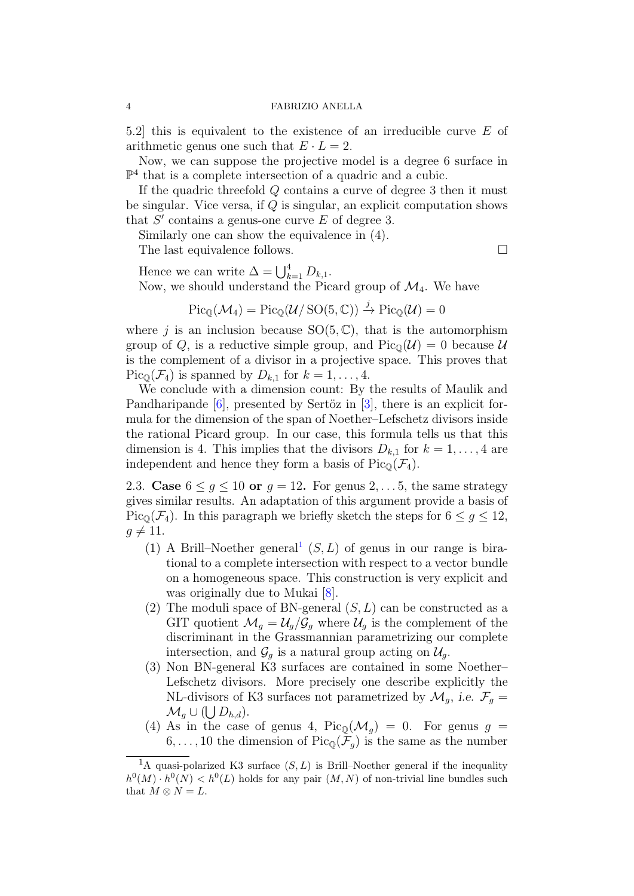5.2] this is equivalent to the existence of an irreducible curve $E$ of arithmetic genus one such that $E \cdot L = 2$.

Now, we can suppose the projective model is a degree 6 surface in $\mathbb{P}^4$ that is a complete intersection of a quadric and a cubic.

If the quadric threefold $Q$ contains a curve of degree 3 then it must be singular. Vice versa, if $Q$ is singular, an explicit computation shows that $S'$ contains a genus-one curve $E$ of degree 3.

Similarly one can show the equivalence in (4).

The last equivalence follows. □

Hence we can write $\Delta = \bigcup_{k=1}^{4} D_{k,1}$.

Now, we should understand the Picard group of $\mathcal{M}_4$. We have

$$\mathrm{Pic}_{\mathbb{Q}}(\mathcal{M}_4) = \mathrm{Pic}_{\mathbb{Q}}(\mathcal{U}/\,\mathrm{SO}(5,\mathbb{C})) \xrightarrow{j} \mathrm{Pic}_{\mathbb{Q}}(\mathcal{U}) = 0$$

where $j$ is an inclusion because $\mathrm{SO}(5,\mathbb{C})$, that is the automorphism group of $Q$, is a reductive simple group, and $\mathrm{Pic}_{\mathbb{Q}}(\mathcal{U}) = 0$ because $\mathcal{U}$ is the complement of a divisor in a projective space. This proves that $\mathrm{Pic}_{\mathbb{Q}}(\mathcal{F}_4)$ is spanned by $D_{k,1}$ for $k = 1, \ldots, 4$.

We conclude with a dimension count: By the results of Maulik and Pandharipande [6], presented by Sertöz in [3], there is an explicit formula for the dimension of the span of Noether–Lefschetz divisors inside the rational Picard group. In our case, this formula tells us that this dimension is 4. This implies that the divisors $D_{k,1}$ for $k = 1, \ldots, 4$ are independent and hence they form a basis of $\mathrm{Pic}_{\mathbb{Q}}(\mathcal{F}_4)$.

## 2.3. Case $6 \leq g \leq 10$ or $g = 12$.

For genus $2, \ldots 5$, the same strategy gives similar results. An adaptation of this argument provide a basis of $\mathrm{Pic}_{\mathbb{Q}}(\mathcal{F}_4)$. In this paragraph we briefly sketch the steps for $6 \leq g \leq 12$, $g \neq 11$.

1. A Brill–Noether general[1] $(S, L)$ of genus in our range is birational to a complete intersection with respect to a vector bundle on a homogeneous space. This construction is very explicit and was originally due to Mukai [8].
2. The moduli space of BN-general $(S, L)$ can be constructed as a GIT quotient $\mathcal{M}_g = \mathcal{U}_g/\mathcal{G}_g$ where $\mathcal{U}_g$ is the complement of the discriminant in the Grassmannian parametrizing our complete intersection, and $\mathcal{G}_g$ is a natural group acting on $\mathcal{U}_g$.
3. Non BN-general K3 surfaces are contained in some Noether–Lefschetz divisors. More precisely one describe explicitly the NL-divisors of K3 surfaces not parametrized by $\mathcal{M}_g$, *i.e.* $\mathcal{F}_g = \mathcal{M}_g \cup (\bigcup D_{h,d})$.
4. As in the case of genus 4, $\mathrm{Pic}_{\mathbb{Q}}(\mathcal{M}_g) = 0$. For genus $g = 6, \ldots, 10$ the dimension of $\mathrm{Pic}_{\mathbb{Q}}(\mathcal{F}_g)$ is the same as the number

[1] A quasi-polarized K3 surface $(S, L)$ is Brill–Noether general if the inequality $h^0(M) \cdot h^0(N) < h^0(L)$ holds for any pair $(M, N)$ of non-trivial line bundles such that $M \otimes N = L$.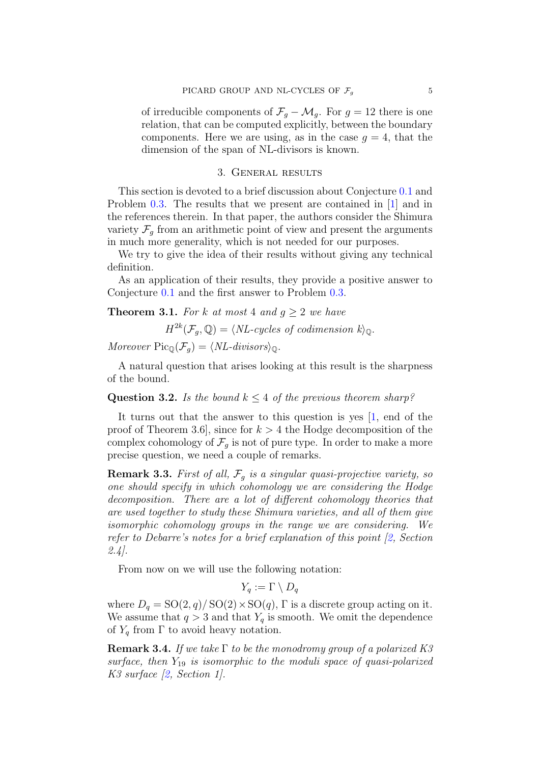of irreducible components of $\mathcal{F}_g - \mathcal{M}_g$. For $g = 12$ there is one relation, that can be computed explicitly, between the boundary components. Here we are using, as in the case $g = 4$, that the dimension of the span of NL-divisors is known.

## 3. General results

This section is devoted to a brief discussion about Conjecture 0.1 and Problem 0.3. The results that we present are contained in [1] and in the references therein. In that paper, the authors consider the Shimura variety $\mathcal{F}_g$ from an arithmetic point of view and present the arguments in much more generality, which is not needed for our purposes.

We try to give the idea of their results without giving any technical definition.

As an application of their results, they provide a positive answer to Conjecture 0.1 and the first answer to Problem 0.3.

**Theorem 3.1.** *For $k$ at most 4 and $g \geq 2$ we have*

$$H^{2k}(\mathcal{F}_g, \mathbb{Q}) = \langle \text{NL-cycles of codimension } k \rangle_{\mathbb{Q}}.$$

*Moreover* $\mathrm{Pic}_{\mathbb{Q}}(\mathcal{F}_g) = \langle \text{NL-divisors} \rangle_{\mathbb{Q}}$.

A natural question that arises looking at this result is the sharpness of the bound.

**Question 3.2.** *Is the bound $k \leq 4$ of the previous theorem sharp?*

It turns out that the answer to this question is yes [1, end of the proof of Theorem 3.6], since for $k > 4$ the Hodge decomposition of the complex cohomology of $\mathcal{F}_g$ is not of pure type. In order to make a more precise question, we need a couple of remarks.

**Remark 3.3.** *First of all, $\mathcal{F}_g$ is a singular quasi-projective variety, so one should specify in which cohomology we are considering the Hodge decomposition. There are a lot of different cohomology theories that are used together to study these Shimura varieties, and all of them give isomorphic cohomology groups in the range we are considering. We refer to Debarre's notes for a brief explanation of this point [2, Section 2.4].*

From now on we will use the following notation:

$$Y_q := \Gamma \setminus D_q$$

where $D_q = \mathrm{SO}(2, q)/\,\mathrm{SO}(2) \times \mathrm{SO}(q)$, $\Gamma$ is a discrete group acting on it. We assume that $q > 3$ and that $Y_q$ is smooth. We omit the dependence of $Y_q$ from $\Gamma$ to avoid heavy notation.

**Remark 3.4.** *If we take $\Gamma$ to be the monodromy group of a polarized K3 surface, then $Y_{19}$ is isomorphic to the moduli space of quasi-polarized K3 surface [2, Section 1].*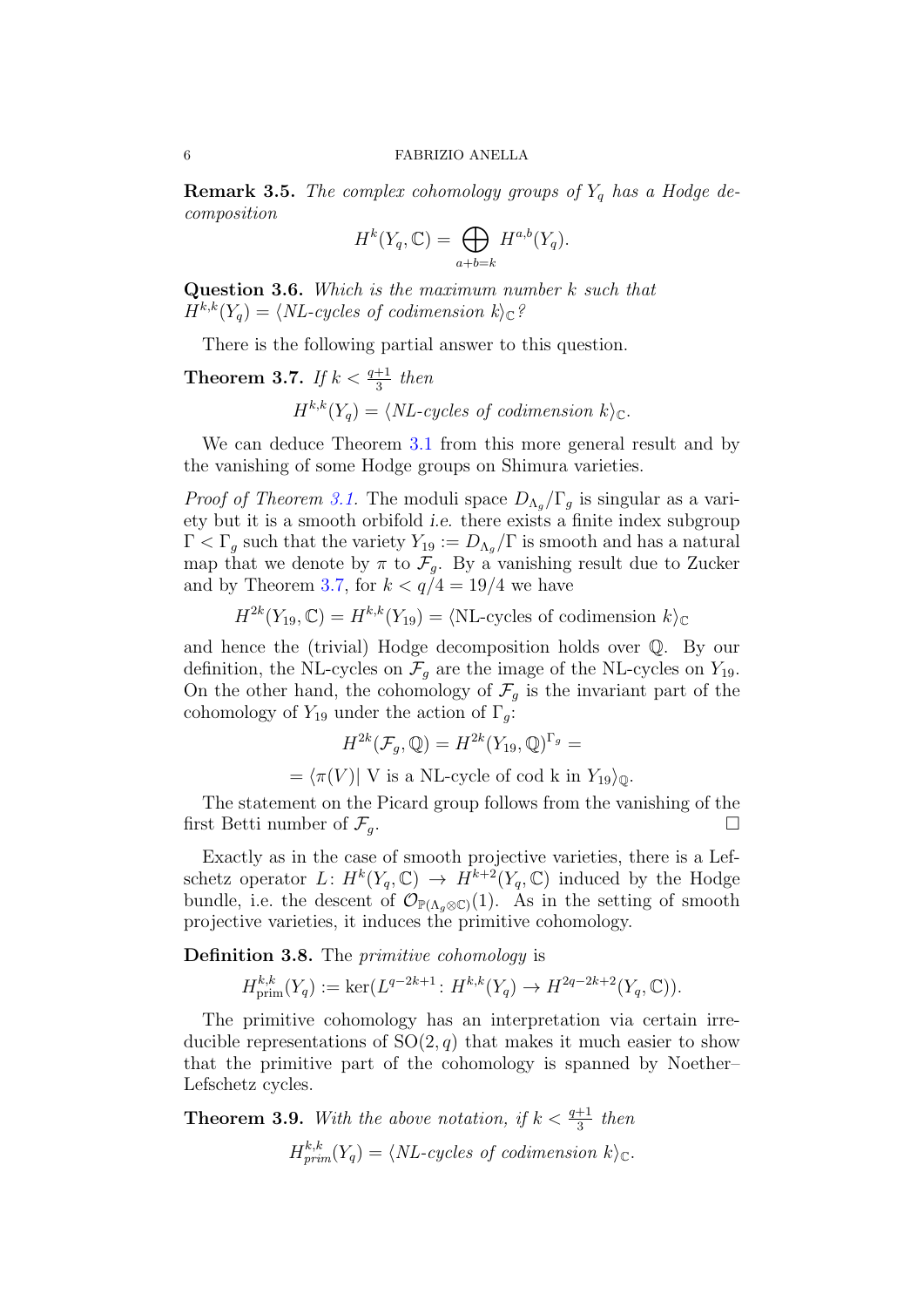**Remark 3.5.** *The complex cohomology groups of $Y_q$ has a Hodge decomposition*

$$H^k(Y_q, \mathbb{C}) = \bigoplus_{a+b=k} H^{a,b}(Y_q).$$

**Question 3.6.** *Which is the maximum number $k$ such that $H^{k,k}(Y_q) = \langle$NL-cycles of codimension $k\rangle_{\mathbb{C}}$?*

There is the following partial answer to this question.

**Theorem 3.7.** *If $k < \frac{q+1}{3}$ then*

$$H^{k,k}(Y_q) = \langle \textit{NL-cycles of codimension } k\rangle_{\mathbb{C}}.$$

We can deduce Theorem 3.1 from this more general result and by the vanishing of some Hodge groups on Shimura varieties.

*Proof of Theorem 3.1.* The moduli space $D_{\Lambda_g}/\Gamma_g$ is singular as a variety but it is a smooth orbifold *i.e.* there exists a finite index subgroup $\Gamma < \Gamma_g$ such that the variety $Y_{19} := D_{\Lambda_g}/\Gamma$ is smooth and has a natural map that we denote by $\pi$ to $\mathcal{F}_g$. By a vanishing result due to Zucker and by Theorem 3.7, for $k < q/4 = 19/4$ we have

$$H^{2k}(Y_{19}, \mathbb{C}) = H^{k,k}(Y_{19}) = \langle \text{NL-cycles of codimension } k\rangle_{\mathbb{C}}$$

and hence the (trivial) Hodge decomposition holds over $\mathbb{Q}$. By our definition, the NL-cycles on $\mathcal{F}_g$ are the image of the NL-cycles on $Y_{19}$. On the other hand, the cohomology of $\mathcal{F}_g$ is the invariant part of the cohomology of $Y_{19}$ under the action of $\Gamma_g$:

$$H^{2k}(\mathcal{F}_g, \mathbb{Q}) = H^{2k}(Y_{19}, \mathbb{Q})^{\Gamma_g} =$$

$$= \langle \pi(V) | \text{ V is a NL-cycle of cod k in } Y_{19}\rangle_{\mathbb{Q}}.$$

The statement on the Picard group follows from the vanishing of the first Betti number of $\mathcal{F}_g$. □

Exactly as in the case of smooth projective varieties, there is a Lefschetz operator $L\colon H^k(Y_q, \mathbb{C}) \to H^{k+2}(Y_q, \mathbb{C})$ induced by the Hodge bundle, i.e. the descent of $\mathcal{O}_{\mathbb{P}(\Lambda_g \otimes \mathbb{C})}(1)$. As in the setting of smooth projective varieties, it induces the primitive cohomology.

**Definition 3.8.** The *primitive cohomology* is

$$H^{k,k}_{\text{prim}}(Y_q) := \ker(L^{q-2k+1}\colon H^{k,k}(Y_q) \to H^{2q-2k+2}(Y_q, \mathbb{C})).$$

The primitive cohomology has an interpretation via certain irreducible representations of $\mathrm{SO}(2, q)$ that makes it much easier to show that the primitive part of the cohomology is spanned by Noether–Lefschetz cycles.

**Theorem 3.9.** *With the above notation, if $k < \frac{q+1}{3}$ then*

$$H^{k,k}_{prim}(Y_q) = \langle \textit{NL-cycles of codimension } k\rangle_{\mathbb{C}}.$$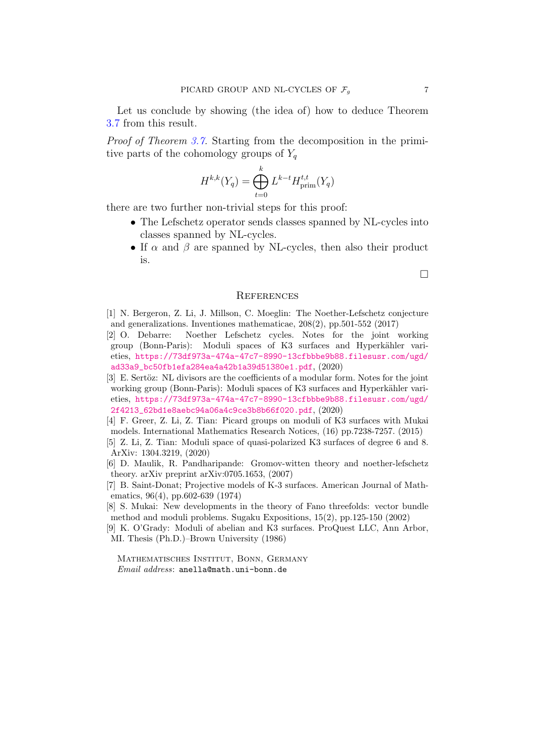Let us conclude by showing (the idea of) how to deduce Theorem 3.7 from this result.

*Proof of Theorem 3.7.* Starting from the decomposition in the primitive parts of the cohomology groups of $Y_q$

$$H^{k,k}(Y_q) = \bigoplus_{t=0}^{k} L^{k-t} H^{t,t}_{\text{prim}}(Y_q)$$

there are two further non-trivial steps for this proof:

- The Lefschetz operator sends classes spanned by NL-cycles into classes spanned by NL-cycles.
- If $\alpha$ and $\beta$ are spanned by NL-cycles, then also their product is.

□

## References

[1] N. Bergeron, Z. Li, J. Millson, C. Moeglin: The Noether-Lefschetz conjecture and generalizations. Inventiones mathematicae, 208(2), pp.501-552 (2017)

[2] O. Debarre: Noether Lefschetz cycles. Notes for the joint working group (Bonn-Paris): Moduli spaces of K3 surfaces and Hyperkähler varieties, https://73df973a-474a-47c7-8990-13cfbbbe9b88.filesusr.com/ugd/ad33a9_bc50fb1efa284ea4a42b1a39d51380e1.pdf, (2020)

[3] E. Sertöz: NL divisors are the coefficients of a modular form. Notes for the joint working group (Bonn-Paris): Moduli spaces of K3 surfaces and Hyperkähler varieties, https://73df973a-474a-47c7-8990-13cfbbbe9b88.filesusr.com/ugd/2f4213_62bd1e8aebc94a06a4c9ce3b8b66f020.pdf, (2020)

[4] F. Greer, Z. Li, Z. Tian: Picard groups on moduli of K3 surfaces with Mukai models. International Mathematics Research Notices, (16) pp.7238-7257. (2015)

[5] Z. Li, Z. Tian: Moduli space of quasi-polarized K3 surfaces of degree 6 and 8. ArXiv: 1304.3219, (2020)

[6] D. Maulik, R. Pandharipande: Gromov-witten theory and noether-lefschetz theory. arXiv preprint arXiv:0705.1653, (2007)

[7] B. Saint-Donat; Projective models of K-3 surfaces. American Journal of Mathematics, 96(4), pp.602-639 (1974)

[8] S. Mukai: New developments in the theory of Fano threefolds: vector bundle method and moduli problems. Sugaku Expositions, 15(2), pp.125-150 (2002)

[9] K. O'Grady: Moduli of abelian and K3 surfaces. ProQuest LLC, Ann Arbor, MI. Thesis (Ph.D.)–Brown University (1986)

Mathematisches Institut, Bonn, Germany
*Email address*: anella@math.uni-bonn.de